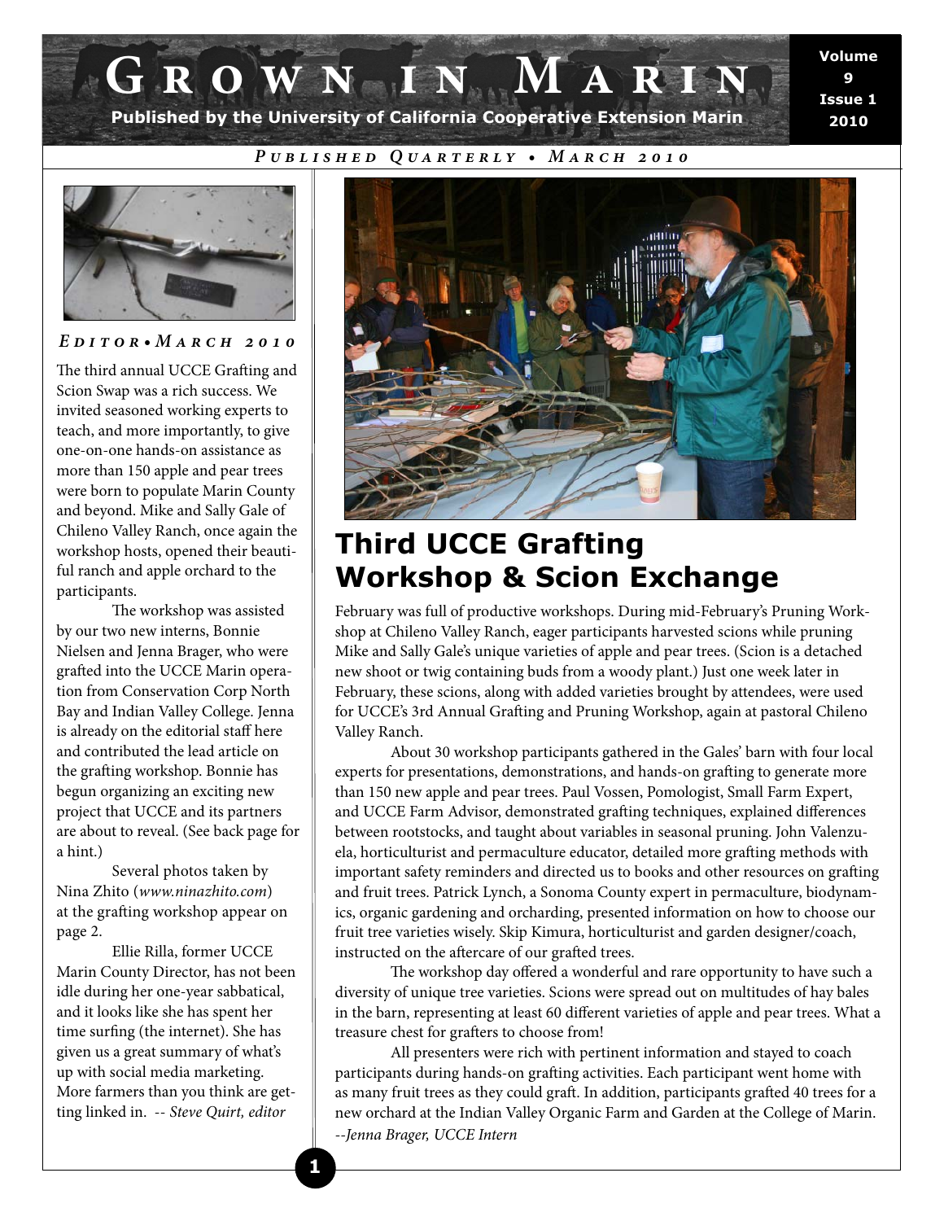# Grown in Marin

**Published by the University of California Cooperative Extension Marin**

*Published Quarterly • March 2010*

## *Editor • March 2010*

The third annual UCCE Grafting and Scion Swap was a rich success. We invited seasoned working experts to teach, and more importantly, to give one-on-one hands-on assistance as more than 150 apple and pear trees were born to populate Marin County and beyond. Mike and Sally Gale of Chileno Valley Ranch, once again the workshop hosts, opened their beautiful ranch and apple orchard to the participants.

The workshop was assisted by our two new interns, Bonnie Nielsen and Jenna Brager, who were grafted into the UCCE Marin operation from Conservation Corp North Bay and Indian Valley College. Jenna is already on the editorial staff here and contributed the lead article on the grafting workshop. Bonnie has begun organizing an exciting new project that UCCE and its partners are about to reveal. (See back page for a hint.)

Several photos taken by Nina Zhito (*www.ninazhito.com*) at the grafting workshop appear on page 2.

Ellie Rilla, former UCCE Marin County Director, has not been idle during her one-year sabbatical, and it looks like she has spent her time surfing (the internet). She has given us a great summary of what's up with social media marketing. More farmers than you think are getting linked in. -- *Steve Quirt, editor*

## Third UCCE Grafting Workshop & Scion Exchange

February was full of productive workshops. During mid-February's Pruning Workshop at Chileno Valley Ranch, eager participants harvested scions while pruning Mike and Sally Gale's unique varieties of apple and pear trees. (Scion is a detached new shoot or twig containing buds from a woody plant.) Just one week later in February, these scions, along with added varieties brought by attendees, were used for UCCE's 3rd Annual Grafting and Pruning Workshop, again at pastoral Chileno Valley Ranch.

About 30 workshop participants gathered in the Gales' barn with four local experts for presentations, demonstrations, and hands-on grafting to generate more than 150 new apple and pear trees. Paul Vossen, Pomologist, Small Farm Expert, and UCCE Farm Advisor, demonstrated grafting techniques, explained differences between rootstocks, and taught about variables in seasonal pruning. John Valenzuela, horticulturist and permaculture educator, detailed more grafting methods with important safety reminders and directed us to books and other resources on grafting and fruit trees. Patrick Lynch, a Sonoma County expert in permaculture, biodynamics, organic gardening and orcharding, presented information on how to choose our fruit tree varieties wisely. Skip Kimura, horticulturist and garden designer/coach, instructed on the aftercare of our grafted trees.

The workshop day offered a wonderful and rare opportunity to have such a diversity of unique tree varieties. Scions were spread out on multitudes of hay bales in the barn, representing at least 60 different varieties of apple and pear trees. What a treasure chest for grafters to choose from!

All presenters were rich with pertinent information and stayed to coach participants during hands-on grafting activities. Each participant went home with as many fruit trees as they could graft. In addition, participants grafted 40 trees for a new orchard at the Indian Valley Organic Farm and Garden at the College of Marin.

*--Jenna Brager, UCCE Intern*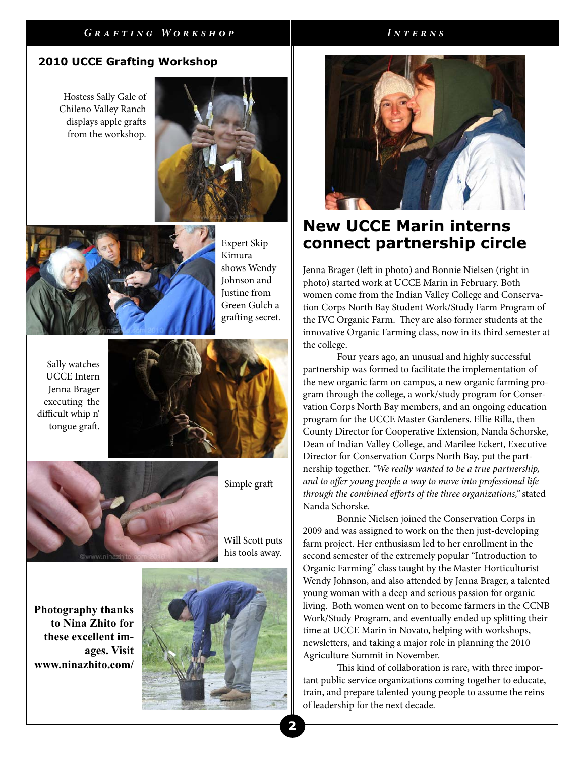## 2010 UCCE Grafting Workshop

Hostess Sally Gale of Chileno Valley Ranch displays apple grafts from the workshop.

Expert Skip Kimura shows Wendy Johnson and Justine from Green Gulch a grafting secret.

Sally watches UCCE Intern Jenna Brager executing the difficult whip n' tongue graft.

Simple graft

Will Scott puts his tools away.

**Photography thanks to Nina Zhito for these excellent images. Visit www.ninazhito.com/**

# New UCCE Marin interns connect partnership circle

Jenna Brager (left in photo) and Bonnie Nielsen (right in photo) started work at UCCE Marin in February. Both women come from the Indian Valley College and Conservation Corps North Bay Student Work/Study Farm Program of the IVC Organic Farm. They are also former students at the innovative Organic Farming class, now in its third semester at the college.

Four years ago, an unusual and highly successful partnership was formed to facilitate the implementation of the new organic farm on campus, a new organic farming program through the college, a work/study program for Conservation Corps North Bay members, and an ongoing education program for the UCCE Master Gardeners. Ellie Rilla, then County Director for Cooperative Extension, Nanda Schorske, Dean of Indian Valley College, and Marilee Eckert, Executive Director for Conservation Corps North Bay, put the partnership together. *"We really wanted to be a true partnership, and to offer young people a way to move into professional life through the combined efforts of the three organizations,"* stated Nanda Schorske.

Bonnie Nielsen joined the Conservation Corps in 2009 and was assigned to work on the then just-developing farm project. Her enthusiasm led to her enrollment in the second semester of the extremely popular "Introduction to Organic Farming" class taught by the Master Horticulturist Wendy Johnson, and also attended by Jenna Brager, a talented young woman with a deep and serious passion for organic living. Both women went on to become farmers in the CCNB Work/Study Program, and eventually ended up splitting their time at UCCE Marin in Novato, helping with workshops, newsletters, and taking a major role in planning the 2010 Agriculture Summit in November.

This kind of collaboration is rare, with three important public service organizations coming together to educate, train, and prepare talented young people to assume the reins of leadership for the next decade.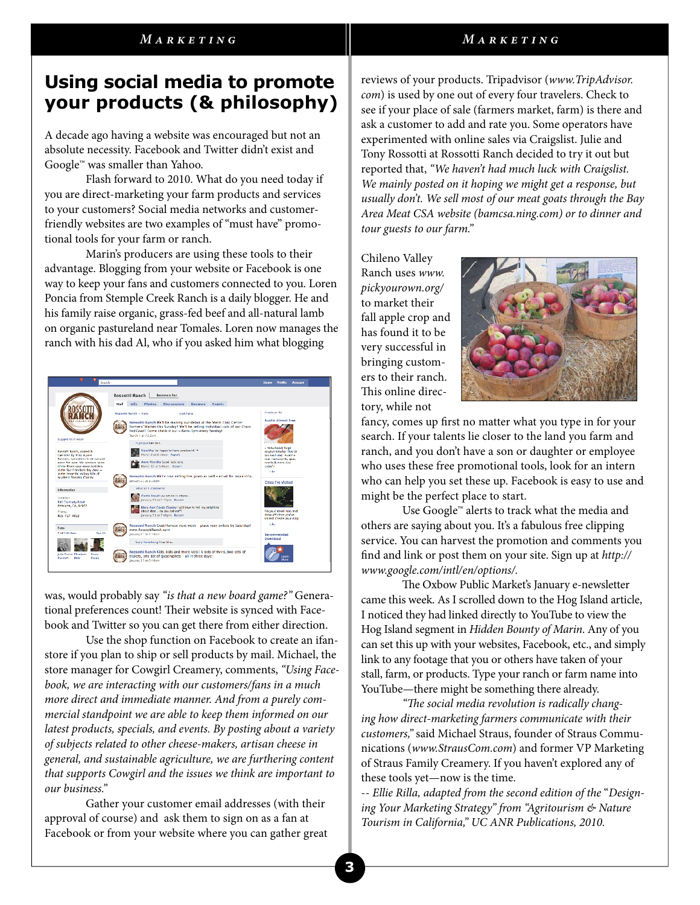# Using social media to promote your products (& philosophy)

A decade ago having a website was encouraged but not an absolute necessity. Facebook and Twitter didn't exist and Google™ was smaller than Yahoo.

Flash forward to 2010. What do you need today if you are direct-marketing your farm products and services to your customers? Social media networks and customer-friendly websites are two examples of "must have" promotional tools for your farm or ranch.

Marin's producers are using these tools to their advantage. Blogging from your website or Facebook is one way to keep your fans and customers connected to you. Loren Poncia from Stemple Creek Ranch is a daily blogger. He and his family raise organic, grass-fed beef and all-natural lamb on organic pastureland near Tomales. Loren now manages the ranch with his dad Al, who if you asked him what blogging was, would probably say *"is that a new board game?"* Generational preferences count! Their website is synced with Facebook and Twitter so you can get there from either direction.

Use the shop function on Facebook to create an ifan-store if you plan to ship or sell products by mail. Michael, the store manager for Cowgirl Creamery, comments, *"Using Facebook, we are interacting with our customers/fans in a much more direct and immediate manner. And from a purely commercial standpoint we are able to keep them informed on our latest products, specials, and events. By posting about a variety of subjects related to other cheese-makers, artisan cheese in general, and sustainable agriculture, we are furthering content that supports Cowgirl and the issues we think are important to our business."*

Gather your customer email addresses (with their approval of course) and ask them to sign on as a fan at Facebook or from your website where you can gather great reviews of your products. Tripadvisor (*www.TripAdvisor.com*) is used by one out of every four travelers. Check to see if your place of sale (farmers market, farm) is there and ask a customer to add and rate you. Some operators have experimented with online sales via Craigslist. Julie and Tony Rossotti at Rossotti Ranch decided to try it out but reported that, *"We haven't had much luck with Craigslist. We mainly posted on it hoping we might get a response, but usually don't. We sell most of our meat goats through the Bay Area Meat CSA website (bamcsa.ning.com) or to dinner and tour guests to our farm."*

Chileno Valley Ranch uses *www.pickyourown.org/* to market their fall apple crop and has found it to be very successful in bringing customers to their ranch. This online directory, while not fancy, comes up first no matter what you type in for your search. If your talents lie closer to the land you farm and ranch, and you don't have a son or daughter or employee who uses these free promotional tools, look for an intern who can help you set these up. Facebook is easy to use and might be the perfect place to start.

Use Google™ alerts to track what the media and others are saying about you. It's a fabulous free clipping service. You can harvest the promotion and comments you find and link or post them on your site. Sign up at *http://www.google.com/intl/en/options/*.

The Oxbow Public Market's January e-newsletter came this week. As I scrolled down to the Hog Island article, I noticed they had linked directly to YouTube to view the Hog Island segment in *Hidden Bounty of Marin*. Any of you can set this up with your websites, Facebook, etc., and simply link to any footage that you or others have taken of your stall, farm, or products. Type your ranch or farm name into YouTube—there might be something there already.

*"The social media revolution is radically changing how direct-marketing farmers communicate with their customers,"* said Michael Straus, founder of Straus Communications (*www.StrausCom.com*) and former VP Marketing of Straus Family Creamery. If you haven't explored any of these tools yet—now is the time.

*-- Ellie Rilla, adapted from the second edition of the "Designing Your Marketing Strategy" from "Agritourism & Nature Tourism in California," UC ANR Publications, 2010.*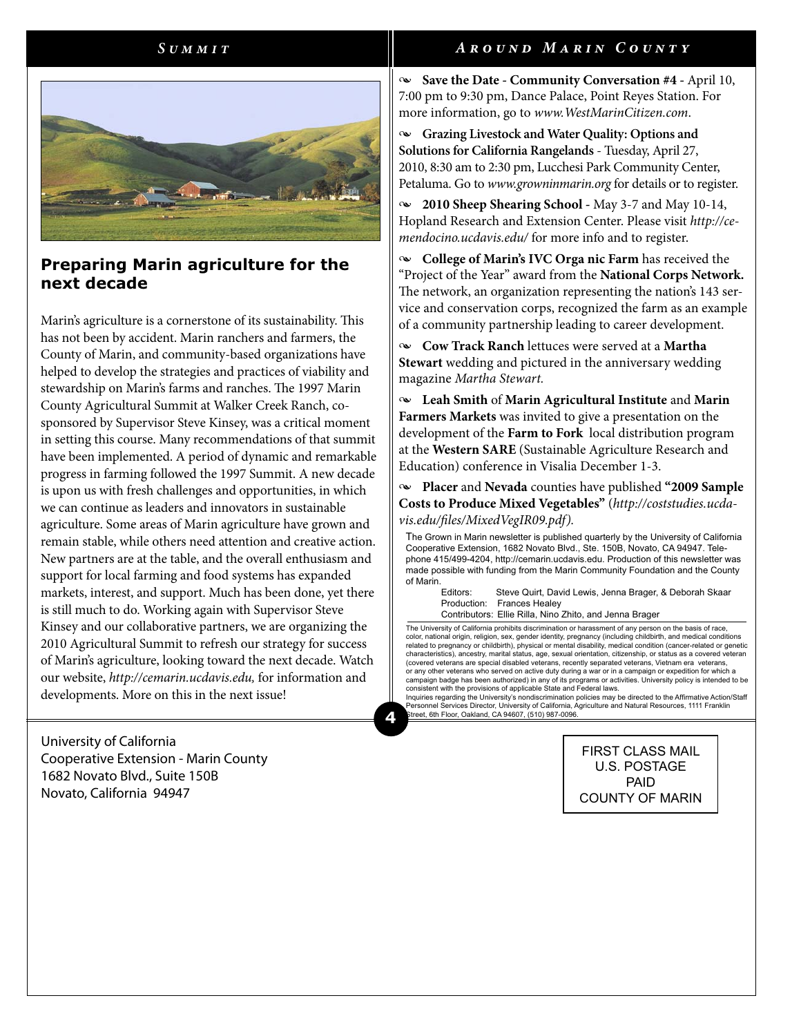## Summit

### Preparing Marin agriculture for the next decade

Marin's agriculture is a cornerstone of its sustainability. This has not been by accident. Marin ranchers and farmers, the County of Marin, and community-based organizations have helped to develop the strategies and practices of viability and stewardship on Marin's farms and ranches. The 1997 Marin County Agricultural Summit at Walker Creek Ranch, co-sponsored by Supervisor Steve Kinsey, was a critical moment in setting this course. Many recommendations of that summit have been implemented. A period of dynamic and remarkable progress in farming followed the 1997 Summit. A new decade is upon us with fresh challenges and opportunities, in which we can continue as leaders and innovators in sustainable agriculture. Some areas of Marin agriculture have grown and remain stable, while others need attention and creative action. New partners are at the table, and the overall enthusiasm and support for local farming and food systems has expanded markets, interest, and support. Much has been done, yet there is still much to do. Working again with Supervisor Steve Kinsey and our collaborative partners, we are organizing the 2010 Agricultural Summit to refresh our strategy for success of Marin's agriculture, looking toward the next decade. Watch our website, *http://cemarin.ucdavis.edu,* for information and developments. More on this in the next issue!

## Around Marin County

- **Save the Date - Community Conversation #4** - April 10, 7:00 pm to 9:30 pm, Dance Palace, Point Reyes Station. For more information, go to *www.WestMarinCitizen.com*.

- **Grazing Livestock and Water Quality: Options and Solutions for California Rangelands** - Tuesday, April 27, 2010, 8:30 am to 2:30 pm, Lucchesi Park Community Center, Petaluma. Go to *www.growninmarin.org* for details or to register.

- **2010 Sheep Shearing School** - May 3-7 and May 10-14, Hopland Research and Extension Center. Please visit *http://cemendocino.ucdavis.edu/* for more info and to register.

- **College of Marin's IVC Orga nic Farm** has received the "Project of the Year" award from the **National Corps Network.** The network, an organization representing the nation's 143 service and conservation corps, recognized the farm as an example of a community partnership leading to career development.

- **Cow Track Ranch** lettuces were served at a **Martha Stewart** wedding and pictured in the anniversary wedding magazine *Martha Stewart.*

- **Leah Smith** of **Marin Agricultural Institute** and **Marin Farmers Markets** was invited to give a presentation on the development of the **Farm to Fork** local distribution program at the **Western SARE** (Sustainable Agriculture Research and Education) conference in Visalia December 1-3.

- **Placer** and **Nevada** counties have published **"2009 Sample Costs to Produce Mixed Vegetables"** (*http://coststudies.ucdavis.edu/files/MixedVegIR09.pdf).*

The Grown in Marin newsletter is published quarterly by the University of California Cooperative Extension, 1682 Novato Blvd., Ste. 150B, Novato, CA 94947. Telephone 415/499-4204, http://cemarin.ucdavis.edu. Production of this newsletter was made possible with funding from the Marin Community Foundation and the County of Marin.

Editors: Steve Quirt, David Lewis, Jenna Brager, & Deborah Skaar
Production: Frances Healey
Contributors: Ellie Rilla, Nino Zhito, and Jenna Brager

The University of California prohibits discrimination or harassment of any person on the basis of race, color, national origin, religion, sex, gender identity, pregnancy (including childbirth, and medical conditions related to pregnancy or childbirth), physical or mental disability, medical condition (cancer-related or genetic characteristics), ancestry, marital status, age, sexual orientation, citizenship, or status as a covered veteran (covered veterans are special disabled veterans, recently separated veterans, Vietnam era veterans, or any other veterans who served on active duty during a war or in a campaign or expedition for which a campaign badge has been authorized) in any of its programs or activities. University policy is intended to be consistent with the provisions of applicable State and Federal laws.
Inquiries regarding the University's nondiscrimination policies may be directed to the Affirmative Action/Staff Personnel Services Director, University of California, Agriculture and Natural Resources, 1111 Franklin Street, 6th Floor, Oakland, CA 94607, (510) 987-0096.

University of California
Cooperative Extension - Marin County
1682 Novato Blvd., Suite 150B
Novato, California 94947

FIRST CLASS MAIL
U.S. POSTAGE
PAID
COUNTY OF MARIN